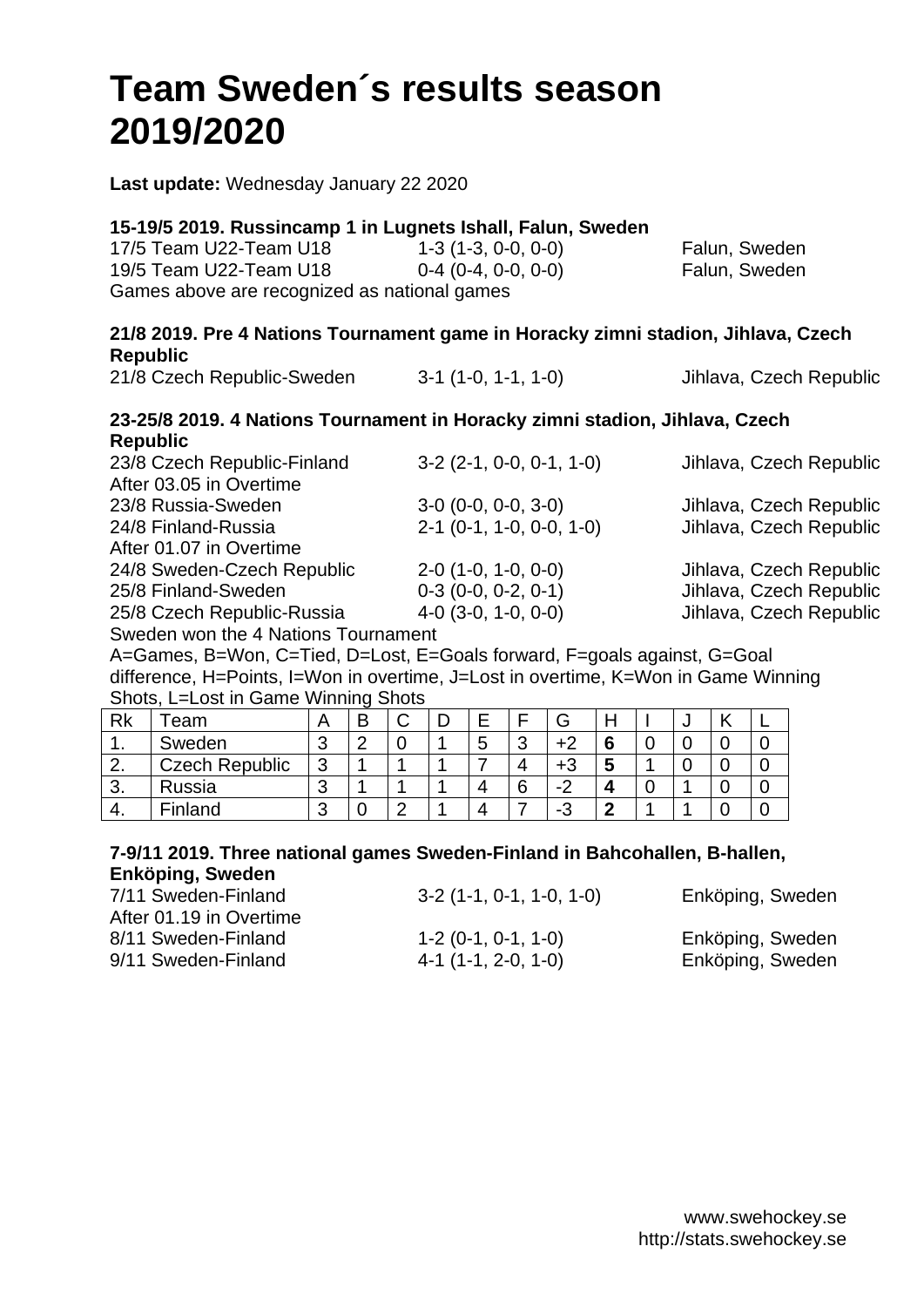# Team Sweden´s results season 2019/2020

**Last update:** Wednesday January 22 2020

**15-19/5 2019. Russincamp 1 in Lugnets Ishall, Falun, Sweden**

17/5 Team U22-Team U18 1-3 (1-3, 0-0, 0-0) Falun, Sweden
19/5 Team U22-Team U18 0-4 (0-4, 0-0, 0-0) Falun, Sweden
Games above are recognized as national games

**21/8 2019. Pre 4 Nations Tournament game in Horacky zimni stadion, Jihlava, Czech Republic**

21/8 Czech Republic-Sweden 3-1 (1-0, 1-1, 1-0) Jihlava, Czech Republic

**23-25/8 2019. 4 Nations Tournament in Horacky zimni stadion, Jihlava, Czech Republic**

23/8 Czech Republic-Finland 3-2 (2-1, 0-0, 0-1, 1-0) Jihlava, Czech Republic
After 03.05 in Overtime
23/8 Russia-Sweden 3-0 (0-0, 0-0, 3-0) Jihlava, Czech Republic
24/8 Finland-Russia 2-1 (0-1, 1-0, 0-0, 1-0) Jihlava, Czech Republic
After 01.07 in Overtime
24/8 Sweden-Czech Republic 2-0 (1-0, 1-0, 0-0) Jihlava, Czech Republic
25/8 Finland-Sweden 0-3 (0-0, 0-2, 0-1) Jihlava, Czech Republic
25/8 Czech Republic-Russia 4-0 (3-0, 1-0, 0-0) Jihlava, Czech Republic
Sweden won the 4 Nations Tournament

A=Games, B=Won, C=Tied, D=Lost, E=Goals forward, F=goals against, G=Goal difference, H=Points, I=Won in overtime, J=Lost in overtime, K=Won in Game Winning Shots, L=Lost in Game Winning Shots

| Rk | Team | A | B | C | D | E | F | G | H | I | J | K | L |
|---|---|---|---|---|---|---|---|---|---|---|---|---|---|
| 1. | Sweden | 3 | 2 | 0 | 1 | 5 | 3 | +2 | **6** | 0 | 0 | 0 | 0 |
| 2. | Czech Republic | 3 | 1 | 1 | 1 | 7 | 4 | +3 | **5** | 1 | 0 | 0 | 0 |
| 3. | Russia | 3 | 1 | 1 | 1 | 4 | 6 | -2 | **4** | 0 | 1 | 0 | 0 |
| 4. | Finland | 3 | 0 | 2 | 1 | 4 | 7 | -3 | **2** | 1 | 1 | 0 | 0 |

**7-9/11 2019. Three national games Sweden-Finland in Bahcohallen, B-hallen, Enköping, Sweden**

7/11 Sweden-Finland 3-2 (1-1, 0-1, 1-0, 1-0) Enköping, Sweden
After 01.19 in Overtime
8/11 Sweden-Finland 1-2 (0-1, 0-1, 1-0) Enköping, Sweden
9/11 Sweden-Finland 4-1 (1-1, 2-0, 1-0) Enköping, Sweden

www.swehockey.se
http://stats.swehockey.se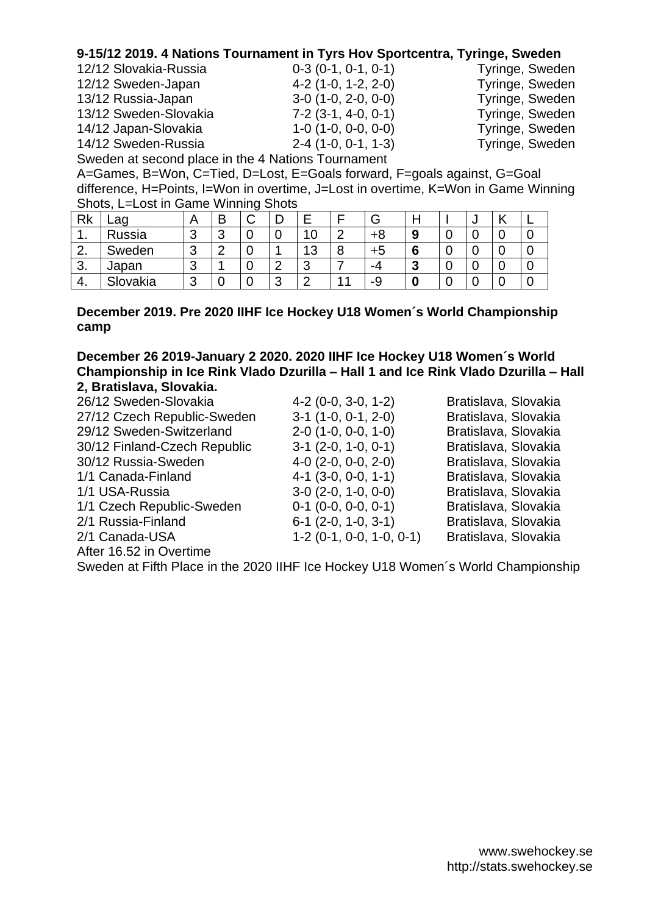**9-15/12 2019. 4 Nations Tournament in Tyrs Hov Sportcentra, Tyringe, Sweden**

| | | |
|---|---|---|
| 12/12 Slovakia-Russia | 0-3 (0-1, 0-1, 0-1) | Tyringe, Sweden |
| 12/12 Sweden-Japan | 4-2 (1-0, 1-2, 2-0) | Tyringe, Sweden |
| 13/12 Russia-Japan | 3-0 (1-0, 2-0, 0-0) | Tyringe, Sweden |
| 13/12 Sweden-Slovakia | 7-2 (3-1, 4-0, 0-1) | Tyringe, Sweden |
| 14/12 Japan-Slovakia | 1-0 (1-0, 0-0, 0-0) | Tyringe, Sweden |
| 14/12 Sweden-Russia | 2-4 (1-0, 0-1, 1-3) | Tyringe, Sweden |

Sweden at second place in the 4 Nations Tournament

A=Games, B=Won, C=Tied, D=Lost, E=Goals forward, F=goals against, G=Goal difference, H=Points, I=Won in overtime, J=Lost in overtime, K=Won in Game Winning Shots, L=Lost in Game Winning Shots

| Rk | Lag | A | B | C | D | E | F | G | H | I | J | K | L |
|---|---|---|---|---|---|---|---|---|---|---|---|---|---|
| 1. | Russia | 3 | 3 | 0 | 0 | 10 | 2 | +8 | **9** | 0 | 0 | 0 | 0 |
| 2. | Sweden | 3 | 2 | 0 | 1 | 13 | 8 | +5 | **6** | 0 | 0 | 0 | 0 |
| 3. | Japan | 3 | 1 | 0 | 2 | 3 | 7 | -4 | **3** | 0 | 0 | 0 | 0 |
| 4. | Slovakia | 3 | 0 | 0 | 3 | 2 | 11 | -9 | **0** | 0 | 0 | 0 | 0 |

**December 2019. Pre 2020 IIHF Ice Hockey U18 Women´s World Championship camp**

**December 26 2019-January 2 2020. 2020 IIHF Ice Hockey U18 Women´s World Championship in Ice Rink Vlado Dzurilla – Hall 1 and Ice Rink Vlado Dzurilla – Hall 2, Bratislava, Slovakia.**

| | | |
|---|---|---|
| 26/12 Sweden-Slovakia | 4-2 (0-0, 3-0, 1-2) | Bratislava, Slovakia |
| 27/12 Czech Republic-Sweden | 3-1 (1-0, 0-1, 2-0) | Bratislava, Slovakia |
| 29/12 Sweden-Switzerland | 2-0 (1-0, 0-0, 1-0) | Bratislava, Slovakia |
| 30/12 Finland-Czech Republic | 3-1 (2-0, 1-0, 0-1) | Bratislava, Slovakia |
| 30/12 Russia-Sweden | 4-0 (2-0, 0-0, 2-0) | Bratislava, Slovakia |
| 1/1 Canada-Finland | 4-1 (3-0, 0-0, 1-1) | Bratislava, Slovakia |
| 1/1 USA-Russia | 3-0 (2-0, 1-0, 0-0) | Bratislava, Slovakia |
| 1/1 Czech Republic-Sweden | 0-1 (0-0, 0-0, 0-1) | Bratislava, Slovakia |
| 2/1 Russia-Finland | 6-1 (2-0, 1-0, 3-1) | Bratislava, Slovakia |
| 2/1 Canada-USA | 1-2 (0-1, 0-0, 1-0, 0-1) | Bratislava, Slovakia |

After 16.52 in Overtime

Sweden at Fifth Place in the 2020 IIHF Ice Hockey U18 Women´s World Championship